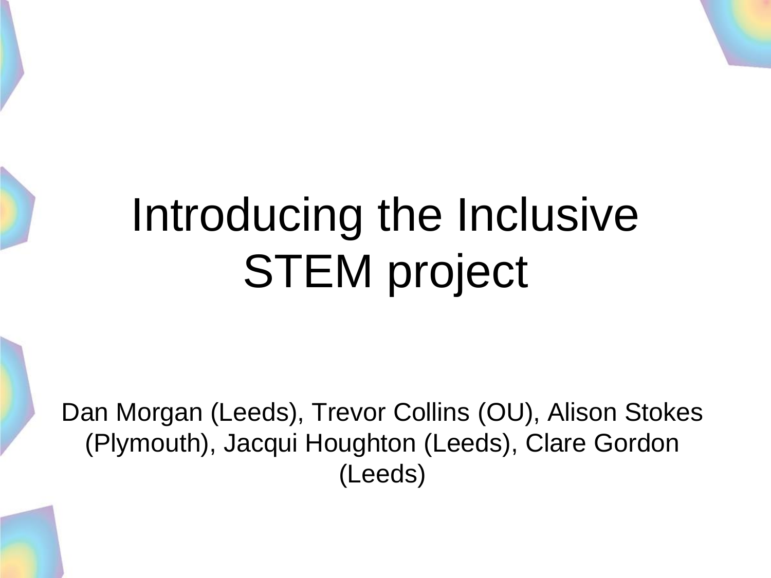# Introducing the Inclusive STEM project

Dan Morgan (Leeds), Trevor Collins (OU), Alison Stokes (Plymouth), Jacqui Houghton (Leeds), Clare Gordon (Leeds)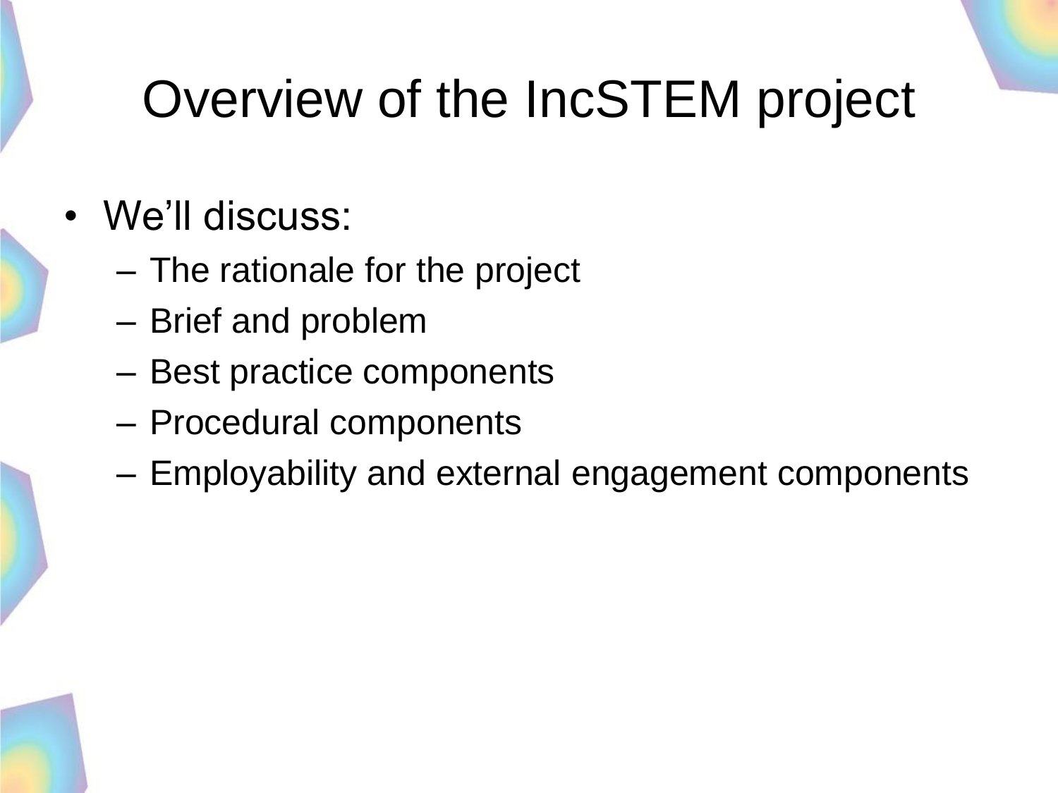# Overview of the IncSTEM project

- We'll discuss:
  - The rationale for the project
  - Brief and problem
  - Best practice components
  - Procedural components
  - Employability and external engagement components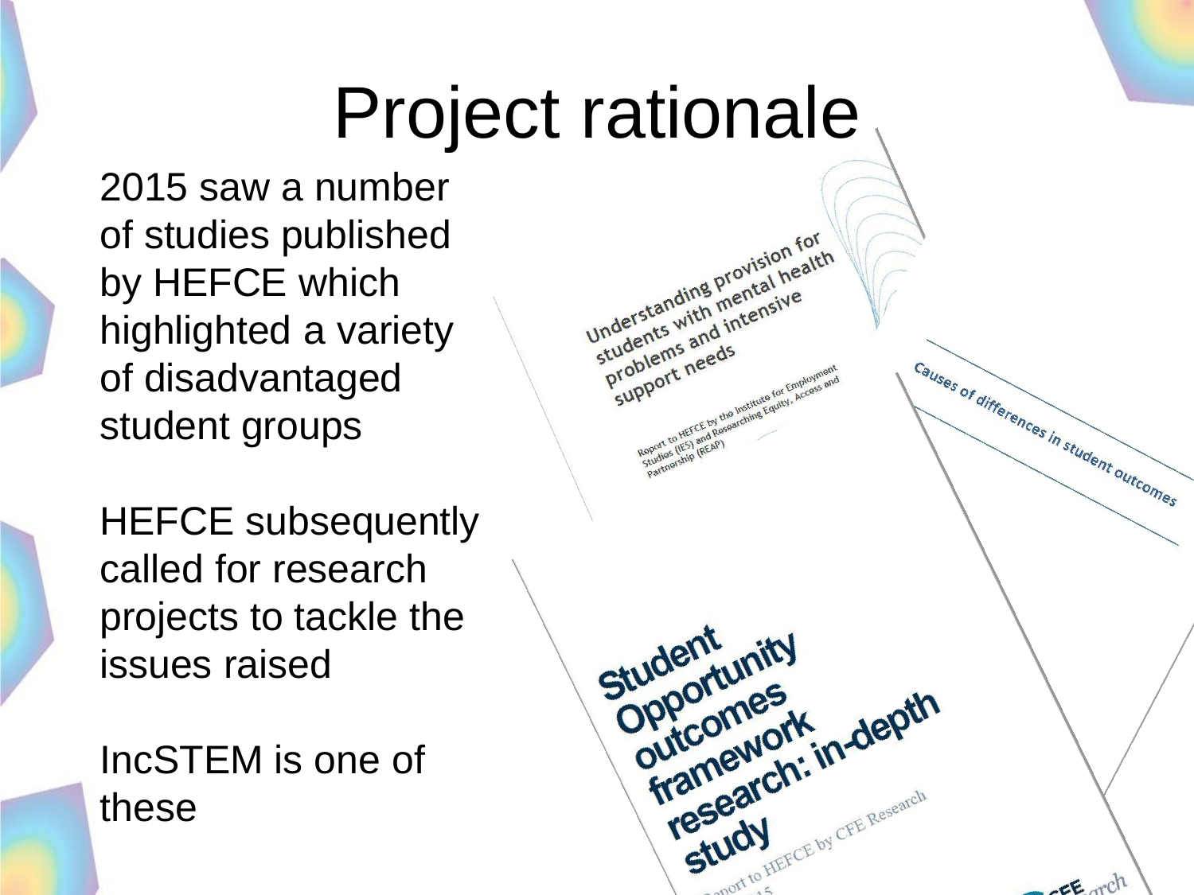# Project rationale

2015 saw a number of studies published by HEFCE which highlighted a variety of disadvantaged student groups

HEFCE subsequently called for research projects to tackle the issues raised

IncSTEM is one of these

Understanding provision for students with mental health problems and intensive support needs

Report to HEFCE by the Institute for Employment Studies (IES) and Researching Equity, Access and Partnership (REAP)

Causes of differences in student outcomes

Student Opportunity outcomes framework research: in-depth study

Report to HEFCE by CFE Research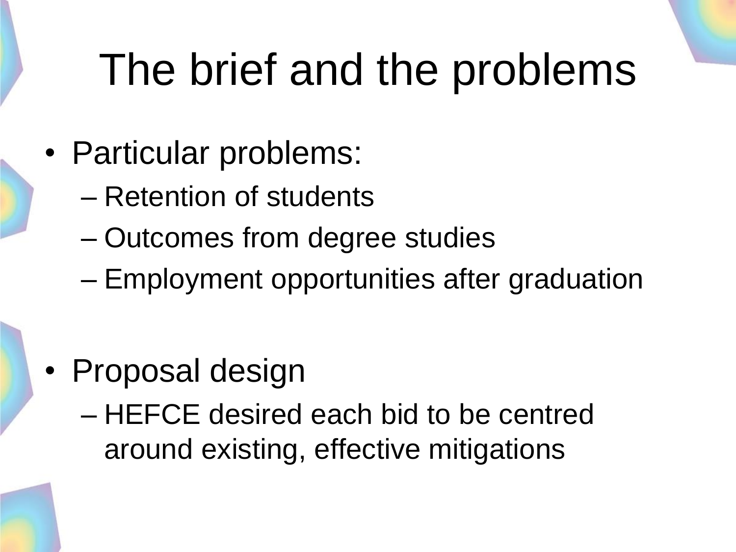# The brief and the problems

- Particular problems:
  - Retention of students
  - Outcomes from degree studies
  - Employment opportunities after graduation

- Proposal design
  - HEFCE desired each bid to be centred around existing, effective mitigations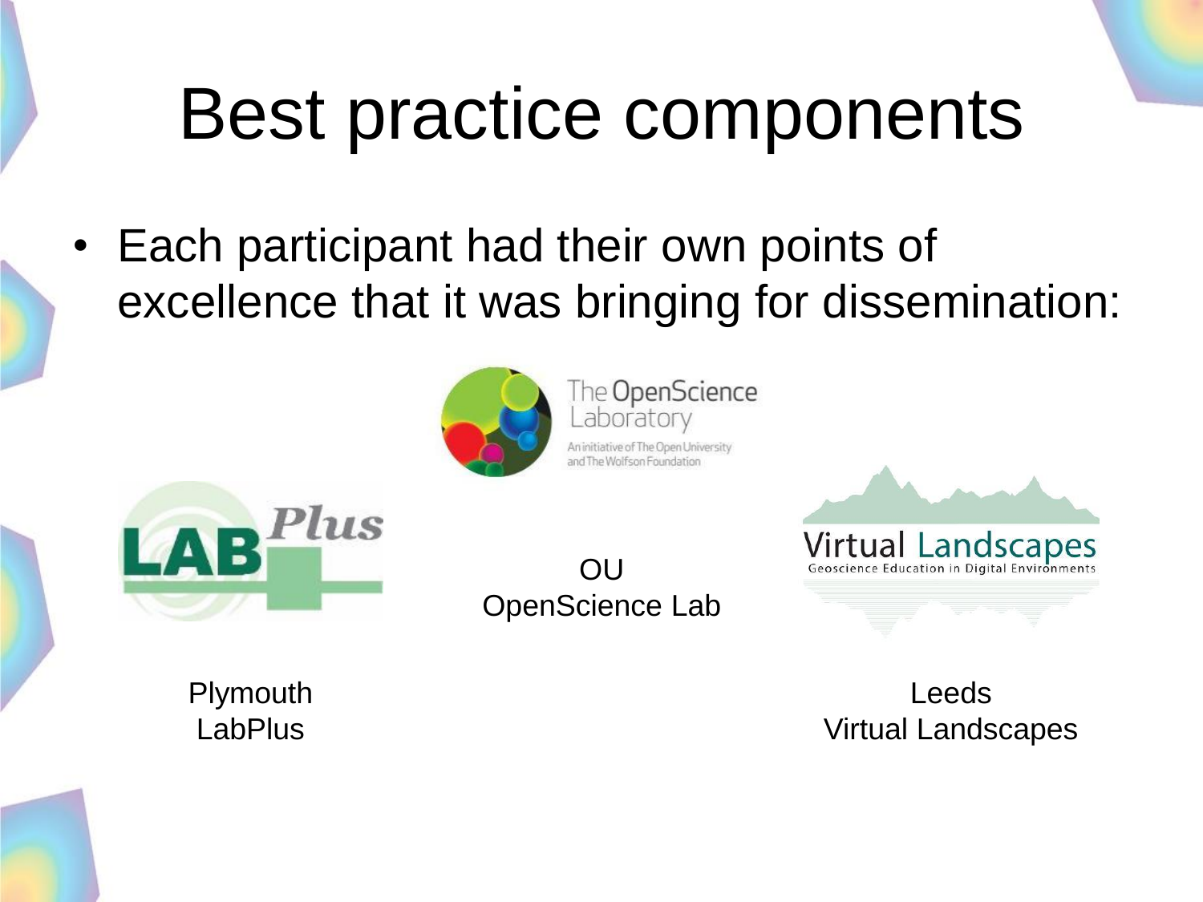# Best practice components

- Each participant had their own points of excellence that it was bringing for dissemination:

OU
OpenScience Lab

Plymouth
LabPlus

Leeds
Virtual Landscapes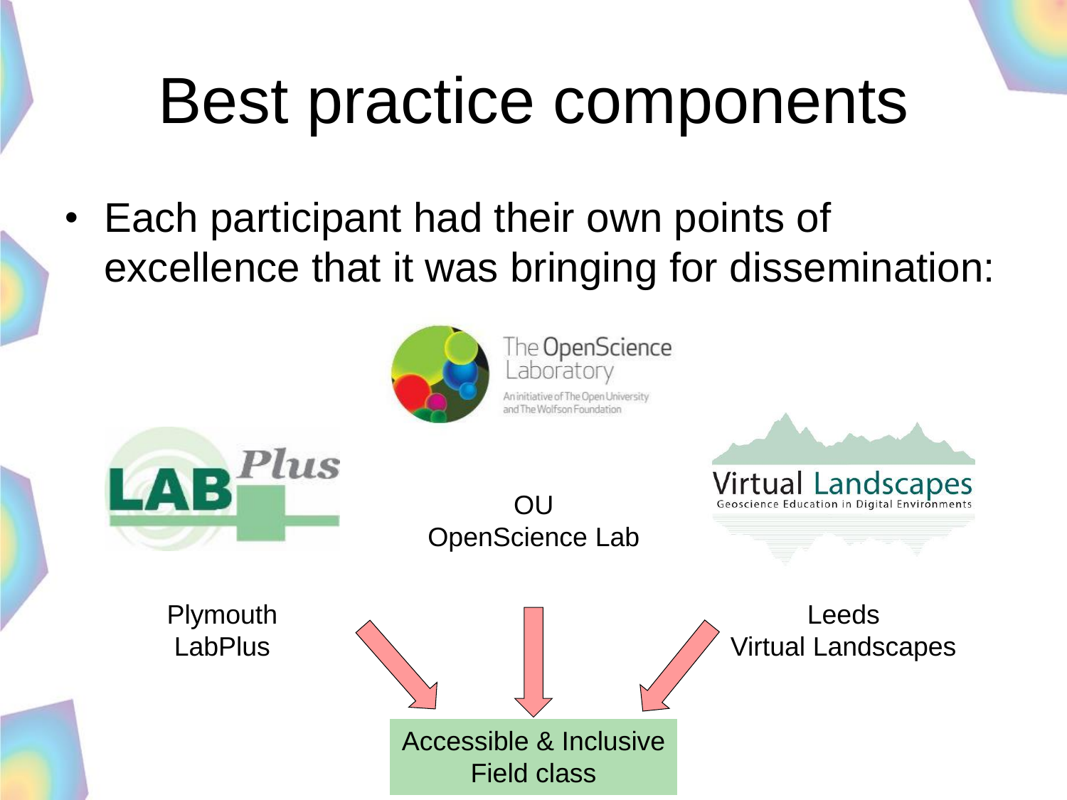# Best practice components

- Each participant had their own points of excellence that it was bringing for dissemination:

OU
OpenScience Lab

Plymouth
LabPlus

Leeds
Virtual Landscapes

Accessible & Inclusive
Field class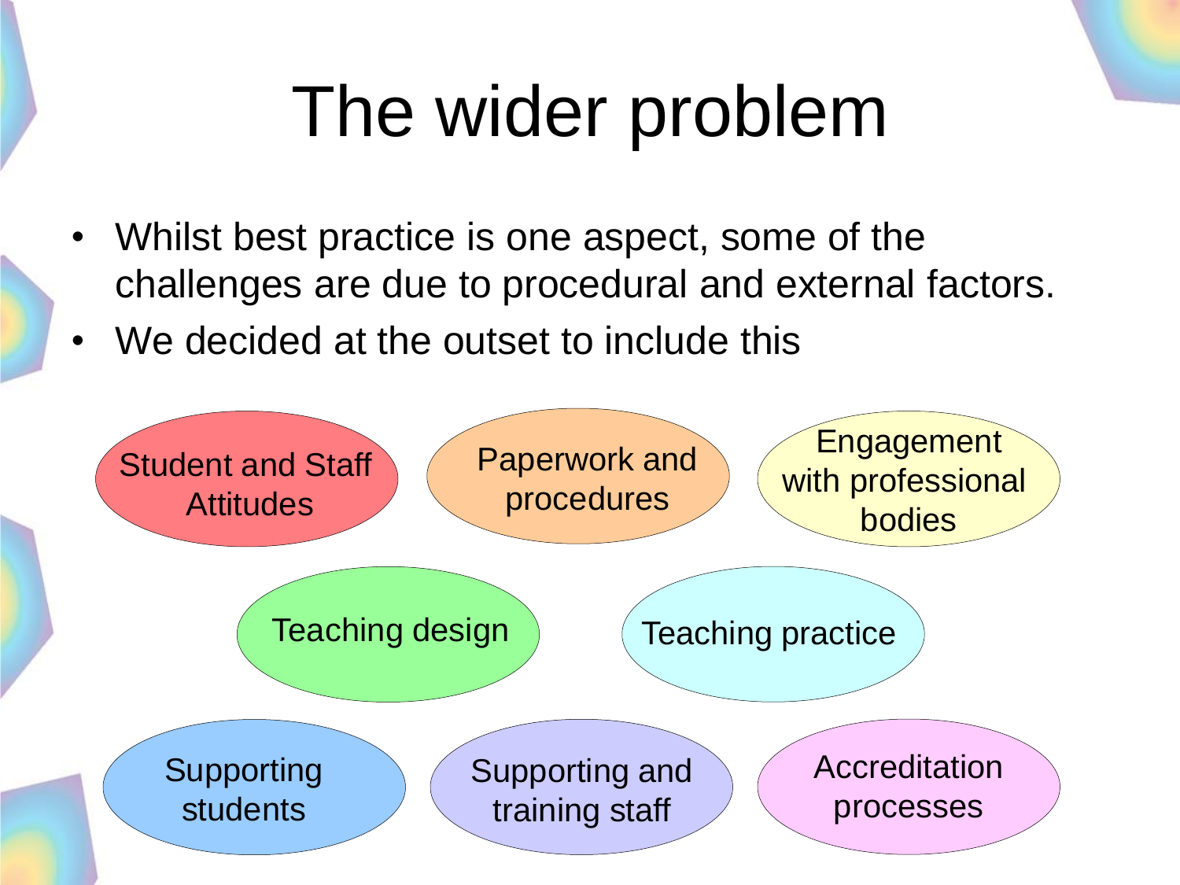# The wider problem

- Whilst best practice is one aspect, some of the challenges are due to procedural and external factors.
- We decided at the outset to include this

- Student and Staff Attitudes
- Paperwork and procedures
- Engagement with professional bodies
- Teaching design
- Teaching practice
- Supporting students
- Supporting and training staff
- Accreditation processes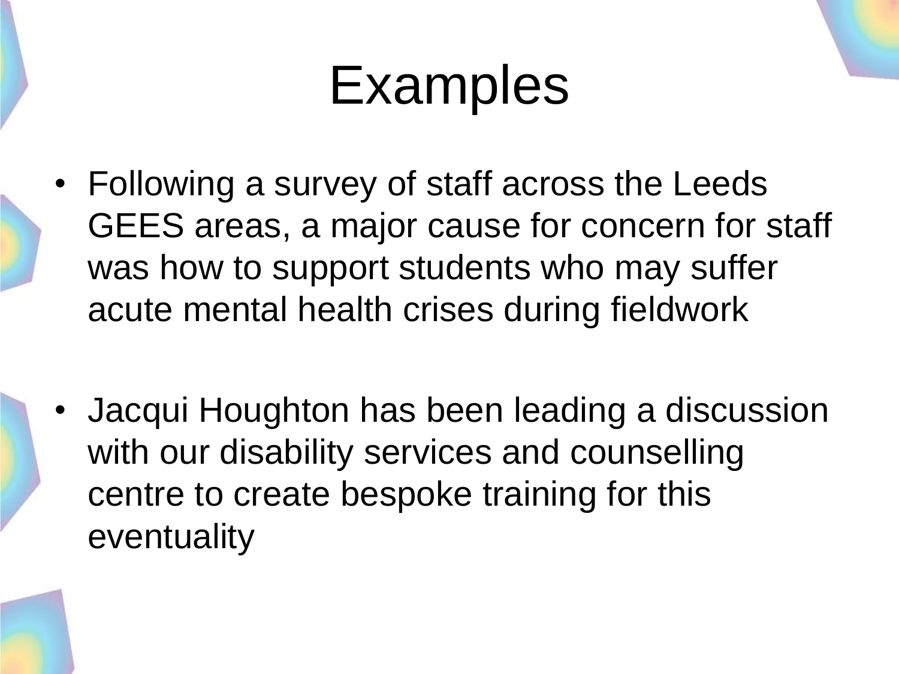# Examples

- Following a survey of staff across the Leeds GEES areas, a major cause for concern for staff was how to support students who may suffer acute mental health crises during fieldwork

- Jacqui Houghton has been leading a discussion with our disability services and counselling centre to create bespoke training for this eventuality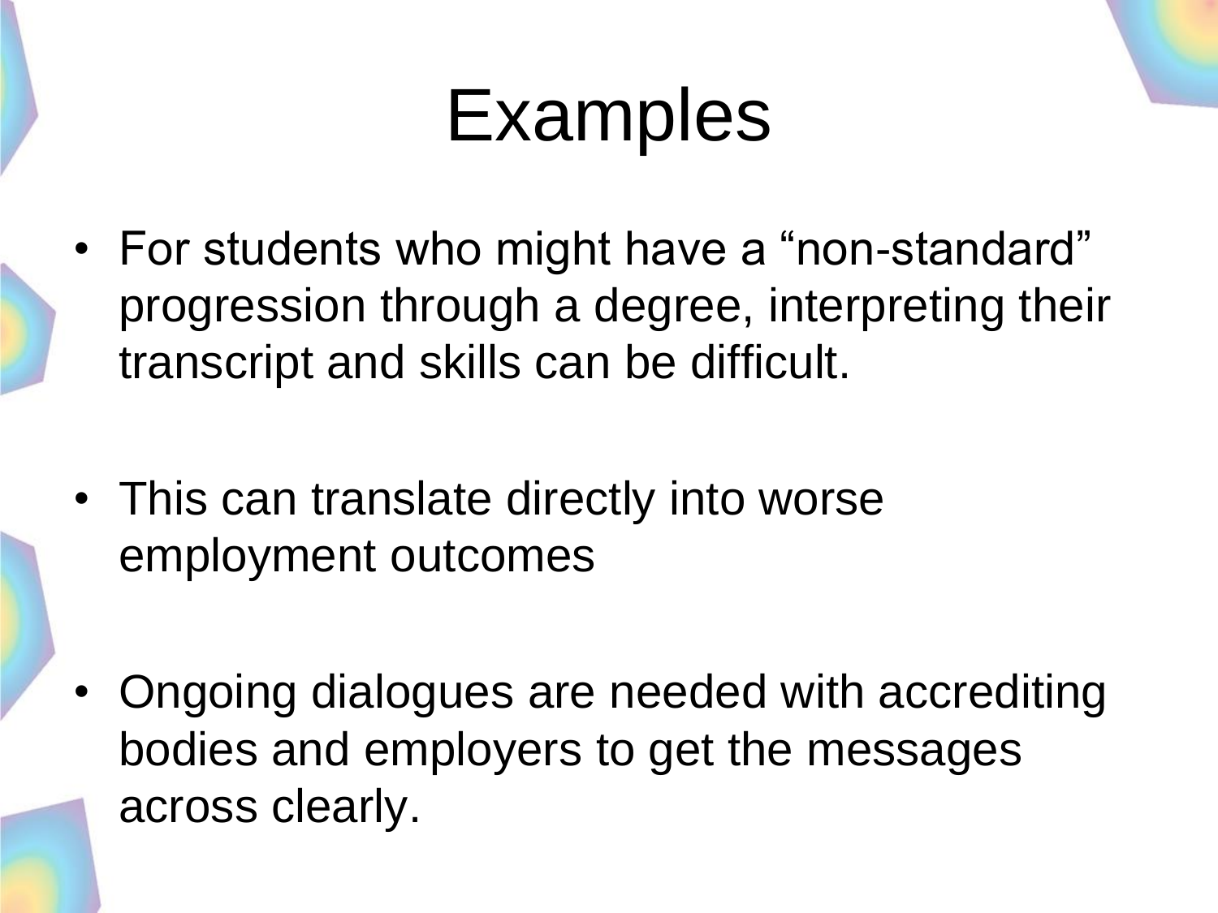# Examples

- For students who might have a “non-standard” progression through a degree, interpreting their transcript and skills can be difficult.

- This can translate directly into worse employment outcomes

- Ongoing dialogues are needed with accrediting bodies and employers to get the messages across clearly.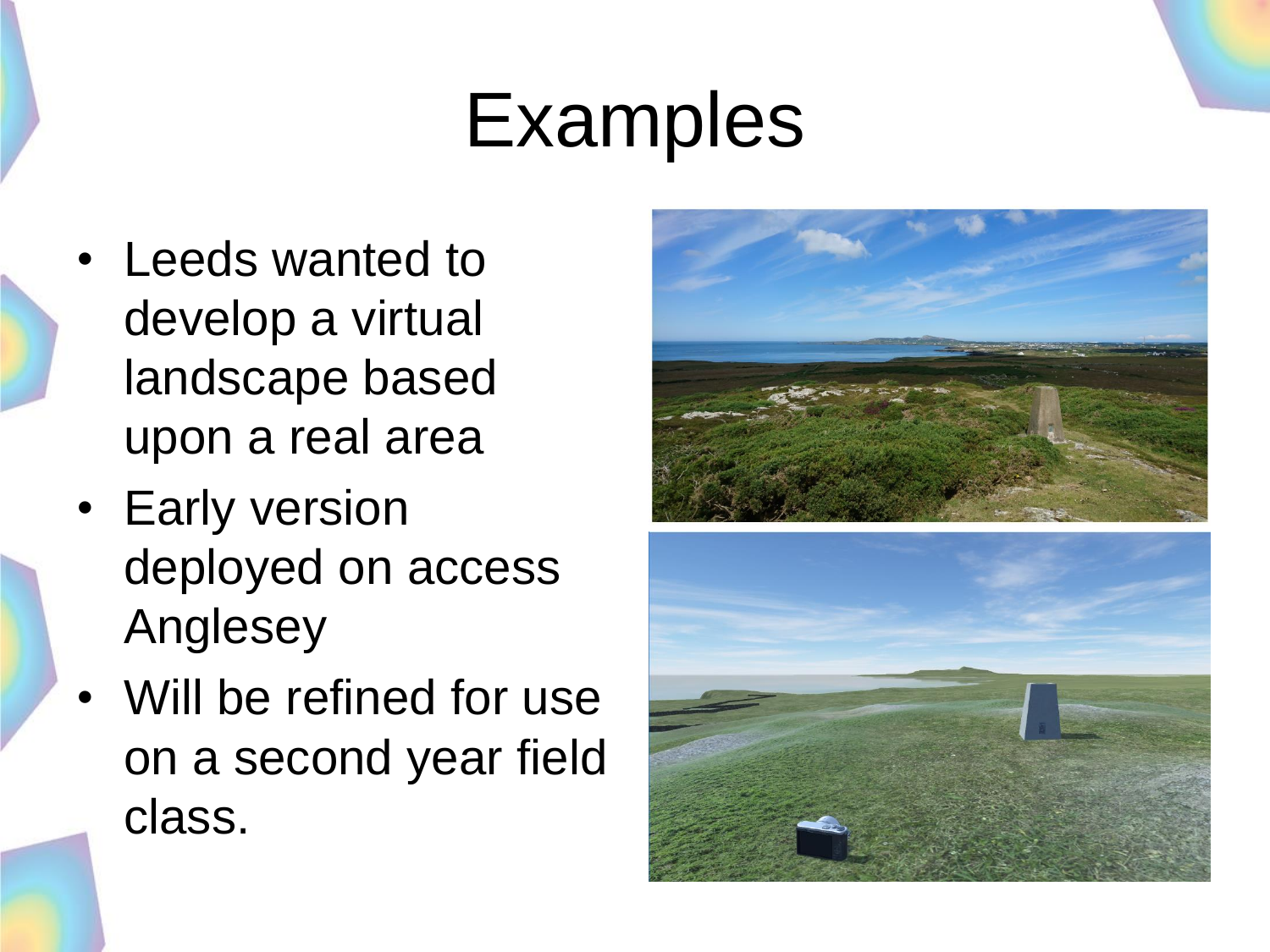# Examples

- Leeds wanted to develop a virtual landscape based upon a real area
- Early version deployed on access Anglesey
- Will be refined for use on a second year field class.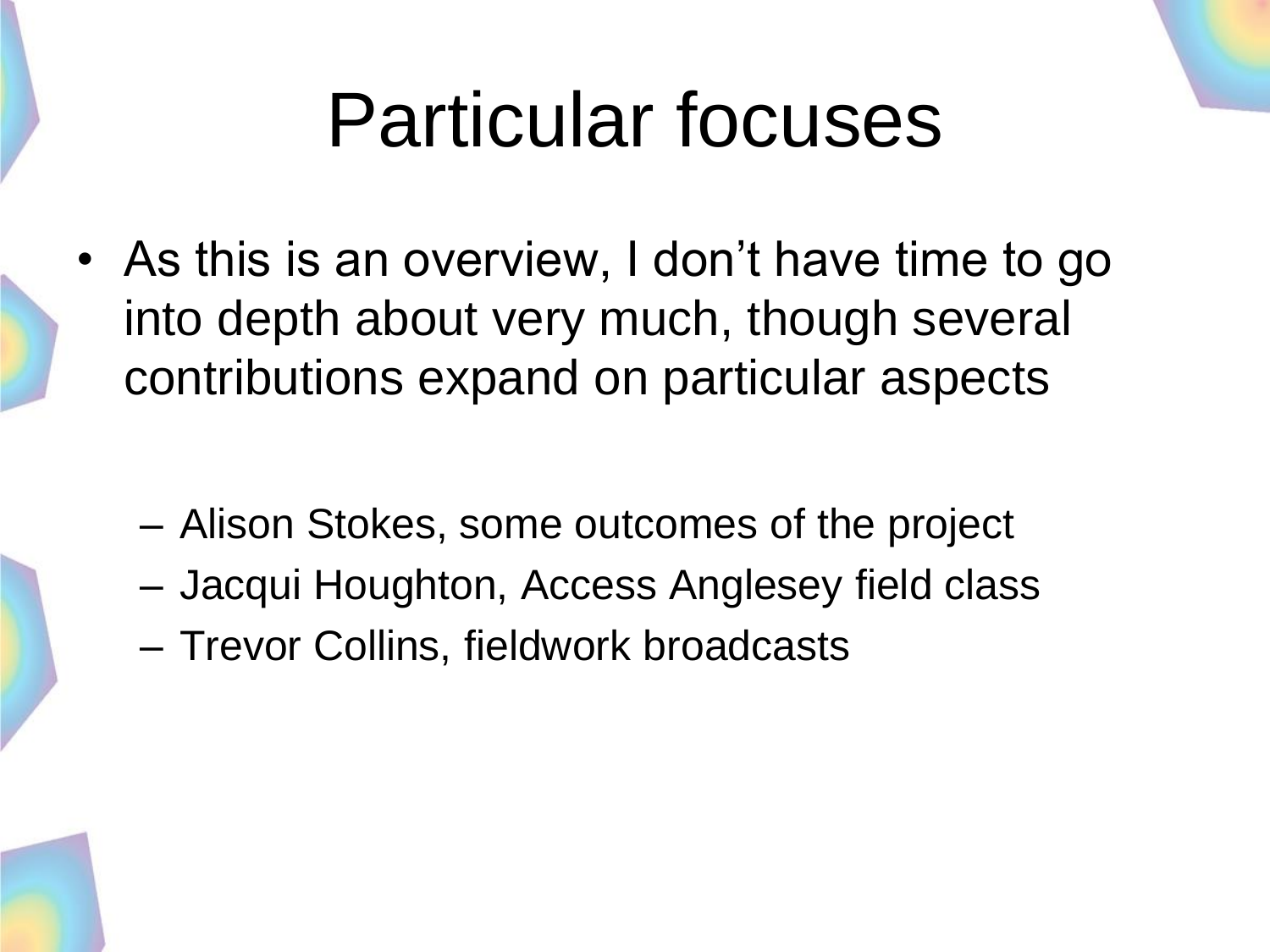# Particular focuses

- As this is an overview, I don't have time to go into depth about very much, though several contributions expand on particular aspects
  - Alison Stokes, some outcomes of the project
  - Jacqui Houghton, Access Anglesey field class
  - Trevor Collins, fieldwork broadcasts